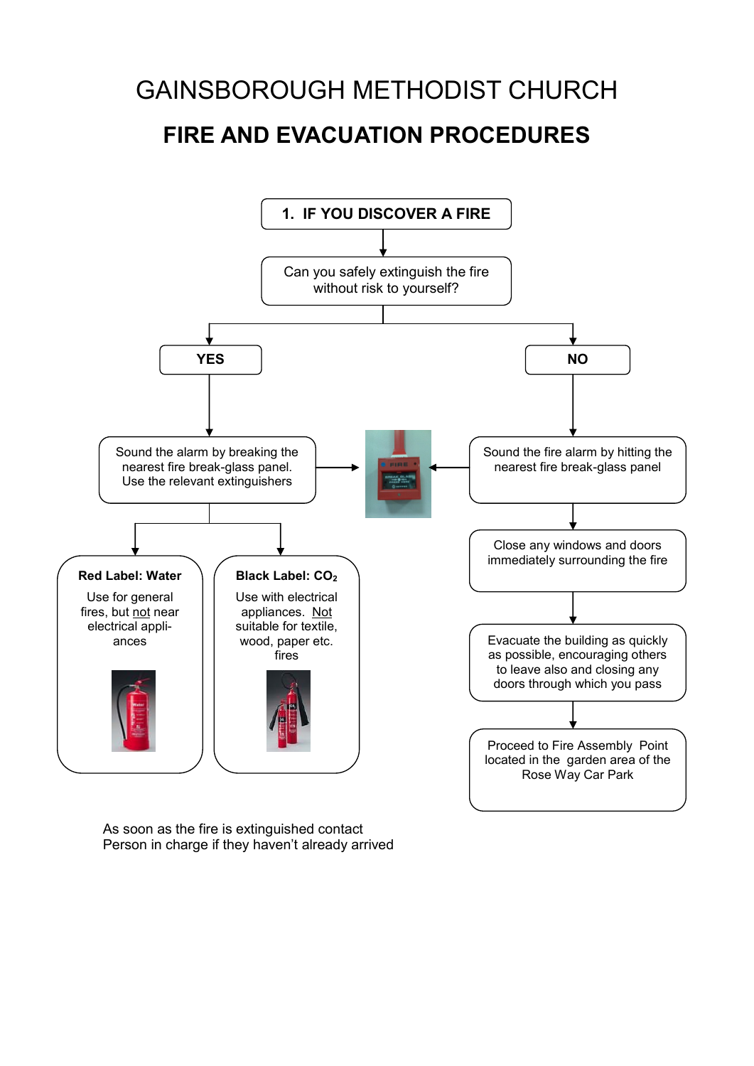# GAINSBOROUGH METHODIST CHURCH

## FIRE AND EVACUATION PROCEDURES

**1. IF YOU DISCOVER A FIRE**

Can you safely extinguish the fire without risk to yourself?

**YES**

Sound the alarm by breaking the nearest fire break-glass panel. Use the relevant extinguishers

**Red Label: Water**

Use for general fires, but not near electrical appliances

**Black Label: $CO_2$**

Use with electrical appliances. Not suitable for textile, wood, paper etc. fires

**NO**

Sound the fire alarm by hitting the nearest fire break-glass panel

Close any windows and doors immediately surrounding the fire

Evacuate the building as quickly as possible, encouraging others to leave also and closing any doors through which you pass

Proceed to Fire Assembly Point located in the garden area of the Rose Way Car Park

As soon as the fire is extinguished contact Person in charge if they haven't already arrived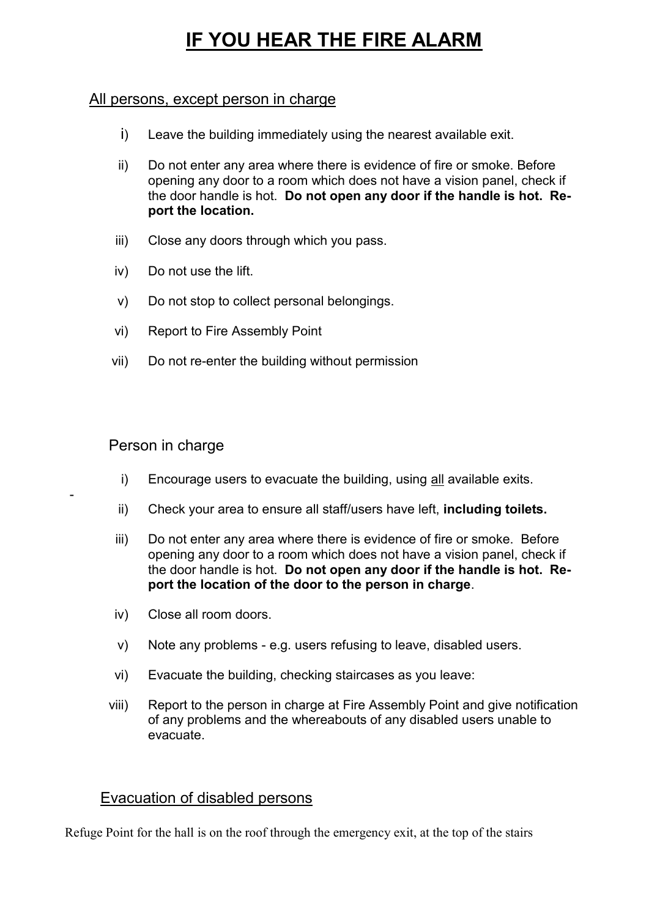# IF YOU HEAR THE FIRE ALARM

## All persons, except person in charge

i) Leave the building immediately using the nearest available exit.

ii) Do not enter any area where there is evidence of fire or smoke. Before opening any door to a room which does not have a vision panel, check if the door handle is hot. **Do not open any door if the handle is hot. Report the location.**

iii) Close any doors through which you pass.

iv) Do not use the lift.

v) Do not stop to collect personal belongings.

vi) Report to Fire Assembly Point

vii) Do not re-enter the building without permission

## Person in charge

i) Encourage users to evacuate the building, using all available exits.

ii) Check your area to ensure all staff/users have left, **including toilets.**

iii) Do not enter any area where there is evidence of fire or smoke. Before opening any door to a room which does not have a vision panel, check if the door handle is hot. **Do not open any door if the handle is hot. Report the location of the door to the person in charge**.

iv) Close all room doors.

v) Note any problems - e.g. users refusing to leave, disabled users.

vi) Evacuate the building, checking staircases as you leave:

viii) Report to the person in charge at Fire Assembly Point and give notification of any problems and the whereabouts of any disabled users unable to evacuate.

## Evacuation of disabled persons

Refuge Point for the hall is on the roof through the emergency exit, at the top of the stairs